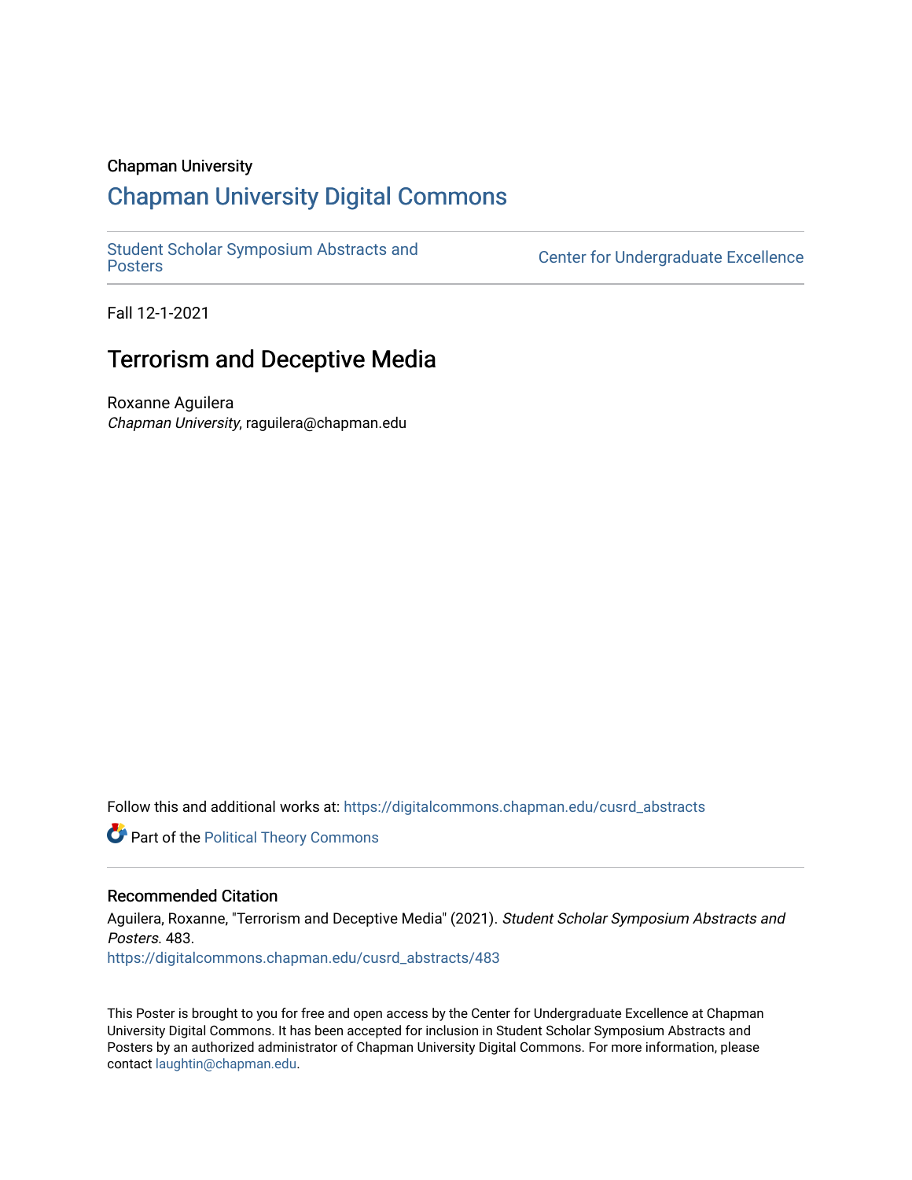Chapman University

## Chapman University Digital Commons

Student Scholar Symposium Abstracts and Posters

Center for Undergraduate Excellence

Fall 12-1-2021

# Terrorism and Deceptive Media

Roxanne Aguilera
*Chapman University*, raguilera@chapman.edu

Follow this and additional works at: https://digitalcommons.chapman.edu/cusrd_abstracts

Part of the Political Theory Commons

### Recommended Citation

Aguilera, Roxanne, "Terrorism and Deceptive Media" (2021). *Student Scholar Symposium Abstracts and Posters*. 483.
https://digitalcommons.chapman.edu/cusrd_abstracts/483

This Poster is brought to you for free and open access by the Center for Undergraduate Excellence at Chapman University Digital Commons. It has been accepted for inclusion in Student Scholar Symposium Abstracts and Posters by an authorized administrator of Chapman University Digital Commons. For more information, please contact laughtin@chapman.edu.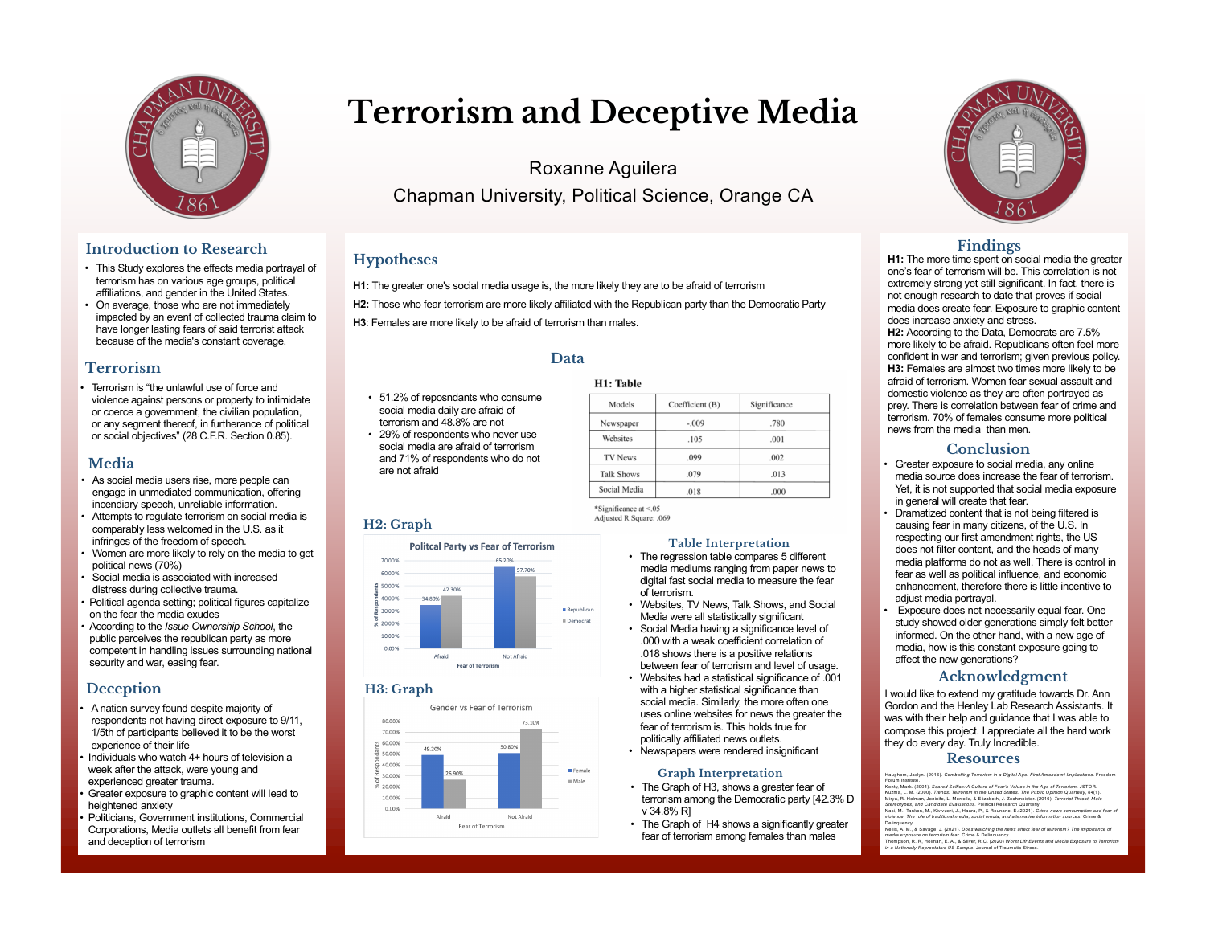# Terrorism and Deceptive Media

Roxanne Aguilera

Chapman University, Political Science, Orange CA

## Introduction to Research

- This Study explores the effects media portrayal of terrorism has on various age groups, political affiliations, and gender in the United States.
- On average, those who are not immediately impacted by an event of collected trauma claim to have longer lasting fears of said terrorist attack because of the media's constant coverage.

## Terrorism

- Terrorism is "the unlawful use of force and violence against persons or property to intimidate or coerce a government, the civilian population, or any segment thereof, in furtherance of political or social objectives" (28 C.F.R. Section 0.85).

## Media

- As social media users rise, more people can engage in unmediated communication, offering incendiary speech, unreliable information.
- Attempts to regulate terrorism on social media is comparably less welcomed in the U.S. as it infringes of the freedom of speech.
- Women are more likely to rely on the media to get political news (70%)
- Social media is associated with increased distress during collective trauma.
- Political agenda setting; political figures capitalize on the fear the media exudes
- According to the *Issue Ownership School*, the public perceives the republican party as more competent in handling issues surrounding national security and war, easing fear.

## Deception

- A nation survey found despite majority of respondents not having direct exposure to 9/11, 1/5th of participants believed it to be the worst experience of their life
- Individuals who watch 4+ hours of television a week after the attack, were young and experienced greater trauma.
- Greater exposure to graphic content will lead to heightened anxiety
- Politicians, Government institutions, Commercial Corporations, Media outlets all benefit from fear and deception of terrorism

## Hypotheses

**H1:** The greater one's social media usage is, the more likely they are to be afraid of terrorism

**H2:** Those who fear terrorism are more likely affiliated with the Republican party than the Democratic Party

**H3**: Females are more likely to be afraid of terrorism than males.

## Data

- 51.2% of reposndants who consume social media daily are afraid of terrorism and 48.8% are not
- 29% of respondents who never use social media are afraid of terrorism and 71% of respondents who do not are not afraid

**H1: Table**

| Models | Coefficient (B) | Significance |
|---|---|---|
| Newspaper | -.009 | .780 |
| Websites | .105 | .001 |
| TV News | .099 | .002 |
| Talk Shows | .079 | .013 |
| Social Media | .018 | .000 |

*Significance at <.05
Adjusted R Square: .069

### H2: Graph

Politcal Party vs Fear of Terrorism

70.00%, 60.00%, 50.00%, 40.00%, 30.00%, 20.00%, 10.00%, 0.00%

% of Respondents

34.80%, 42.30%, 65.20%, 57.70%

Afraid, Not Afraid

Fear of Terrorism

Republican, Democrat

### H3: Graph

Gender vs Fear of Terrorism

80.00%, 70.00%, 60.00%, 50.00%, 40.00%, 30.00%, 20.00%, 10.00%, 0.00%

% of Respondants

49.20%, 26.90%, 50.80%, 73.10%

Afraid, Not Afraid

Fear of Terrorism

Female, Male

### Table Interpretation

- The regression table compares 5 different media mediums ranging from paper news to digital fast social media to measure the fear of terrorism.
- Websites, TV News, Talk Shows, and Social Media were all statistically significant
- Social Media having a significance level of .000 with a weak coefficient correlation of .018 shows there is a positive relations between fear of terrorism and level of usage.
- Websites had a statistical significance of .001 with a higher statistical significance than social media. Similarly, the more often one uses online websites for news the greater the fear of terrorism is. This holds true for politically affiliated news outlets.
- Newspapers were rendered insignificant

### Graph Interpretation

- The Graph of H3, shows a greater fear of terrorism among the Democratic party [42.3% D v 34.8% R]
- The Graph of H4 shows a significantly greater fear of terrorism among females than males

## Findings

**H1:** The more time spent on social media the greater one's fear of terrorism will be. This correlation is not extremely strong yet still significant. In fact, there is not enough research to date that proves if social media does create fear. Exposure to graphic content does increase anxiety and stress.
**H2:** According to the Data, Democrats are 7.5% more likely to be afraid. Republicans often feel more confident in war and terrorism; given previous policy.
**H3:** Females are almost two times more likely to be afraid of terrorism. Women fear sexual assault and domestic violence as they are often portrayed as prey. There is correlation between fear of crime and terrorism. 70% of females consume more political news from the media than men.

## Conclusion

- Greater exposure to social media, any online media source does increase the fear of terrorism. Yet, it is not supported that social media exposure in general will create that fear.
- Dramatized content that is not being filtered is causing fear in many citizens, of the U.S. In respecting our first amendment rights, the US does not filter content, and the heads of many media platforms do not as well. There is control in fear as well as political influence, and economic enhancement, therefore there is little incentive to adjust media portrayal.
- Exposure does not necessarily equal fear. One study showed older generations simply felt better informed. On the other hand, with a new age of media, how is this constant exposure going to affect the new generations?

## Acknowledgment

I would like to extend my gratitude towards Dr. Ann Gordon and the Henley Lab Research Assistants. It was with their help and guidance that I was able to compose this project. I appreciate all the hard work they do every day. Truly Incredible.

## Resources

Haughom, Jaclyn. (2016). *Combatting Terrorism in a Digital Age: First Amendment Implications*. Freedom Forum Institute.
Konty, Mark. (2004). *Scared Selfish: A Culture of Fear's Values in the Age of Terrorism*. JSTOR.
Kuzma, L. M. (2000). *Trends: Terrorism in the United States. The Public Opinion Quarterly, 64*(1).
Mirya, R. Holman, Jennifer, L. Merrolla, & Elizabeth, J. Zechmeister. (2016). *Terrorist Threat, Male Stereotypes, and Candidate Evaluations*. Political Research Quarterly.
Nasi, M., Tanken, M., Kivivuori, J., Haara, P., & Reunane, E.(2021). *Crime news consumption and fear of violence: The role of traditional media, social media, and alternative information sources*. Crime & Delinquency.
Nellis, A. M., & Savage, J. (2021). *Does watching the news affect fear of terrorism? The importance of media exposure on terrorism fear*. Crime & Delinquency.
Thompson, R. R, Holman, E. A., & Silver, R.C. (2020) *Worst Life Events and Media Exposure to Terrorism in a Nationally Reprentative US Sample*. Journal of Traumatic Stress.